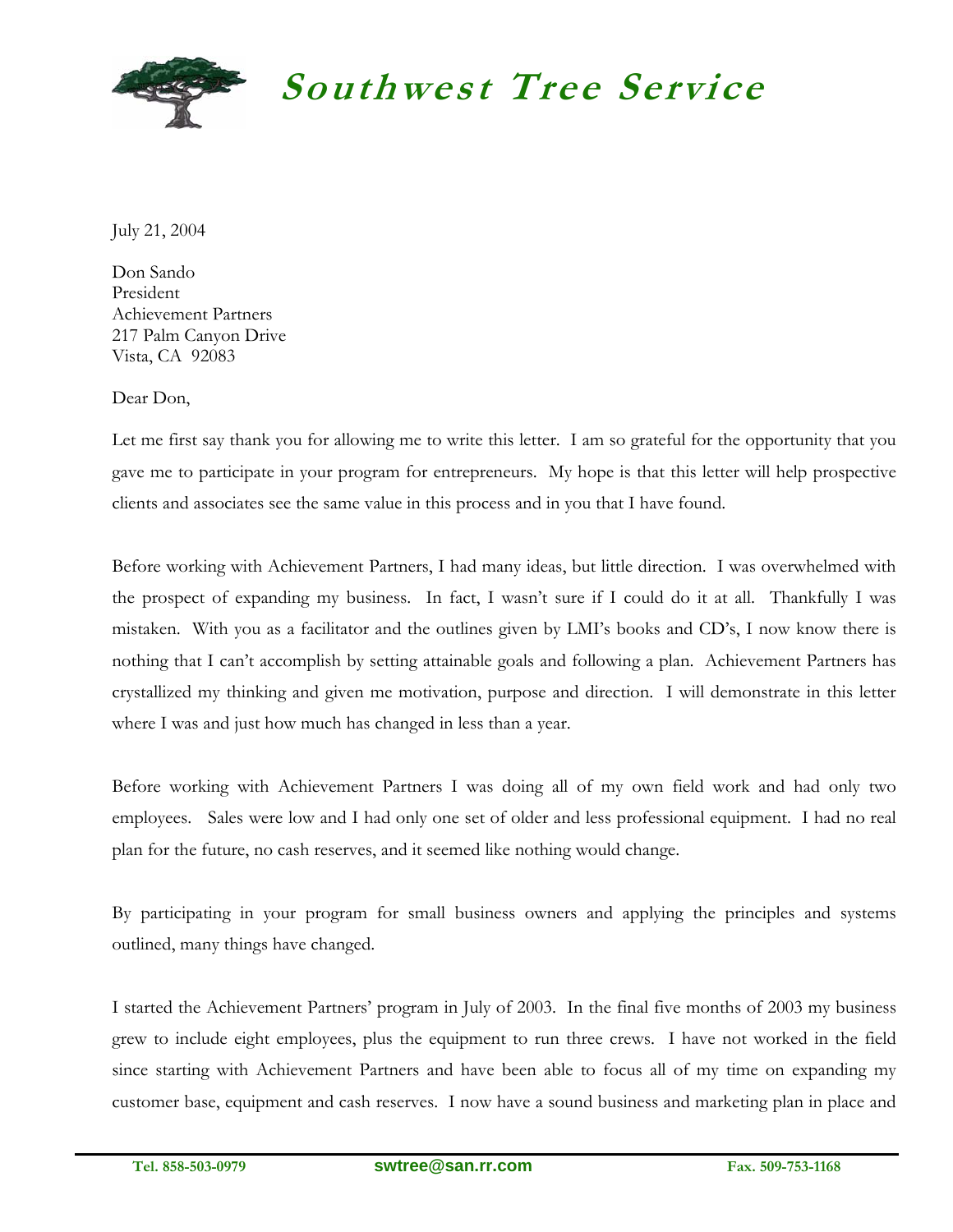# Southwest Tree Service

July 21, 2004

Don Sando
President
Achievement Partners
217 Palm Canyon Drive
Vista, CA 92083

Dear Don,

Let me first say thank you for allowing me to write this letter. I am so grateful for the opportunity that you gave me to participate in your program for entrepreneurs. My hope is that this letter will help prospective clients and associates see the same value in this process and in you that I have found.

Before working with Achievement Partners, I had many ideas, but little direction. I was overwhelmed with the prospect of expanding my business. In fact, I wasn't sure if I could do it at all. Thankfully I was mistaken. With you as a facilitator and the outlines given by LMI's books and CD's, I now know there is nothing that I can't accomplish by setting attainable goals and following a plan. Achievement Partners has crystallized my thinking and given me motivation, purpose and direction. I will demonstrate in this letter where I was and just how much has changed in less than a year.

Before working with Achievement Partners I was doing all of my own field work and had only two employees. Sales were low and I had only one set of older and less professional equipment. I had no real plan for the future, no cash reserves, and it seemed like nothing would change.

By participating in your program for small business owners and applying the principles and systems outlined, many things have changed.

I started the Achievement Partners' program in July of 2003. In the final five months of 2003 my business grew to include eight employees, plus the equipment to run three crews. I have not worked in the field since starting with Achievement Partners and have been able to focus all of my time on expanding my customer base, equipment and cash reserves. I now have a sound business and marketing plan in place and

Tel. 858-503-0979 swtree@san.rr.com Fax. 509-753-1168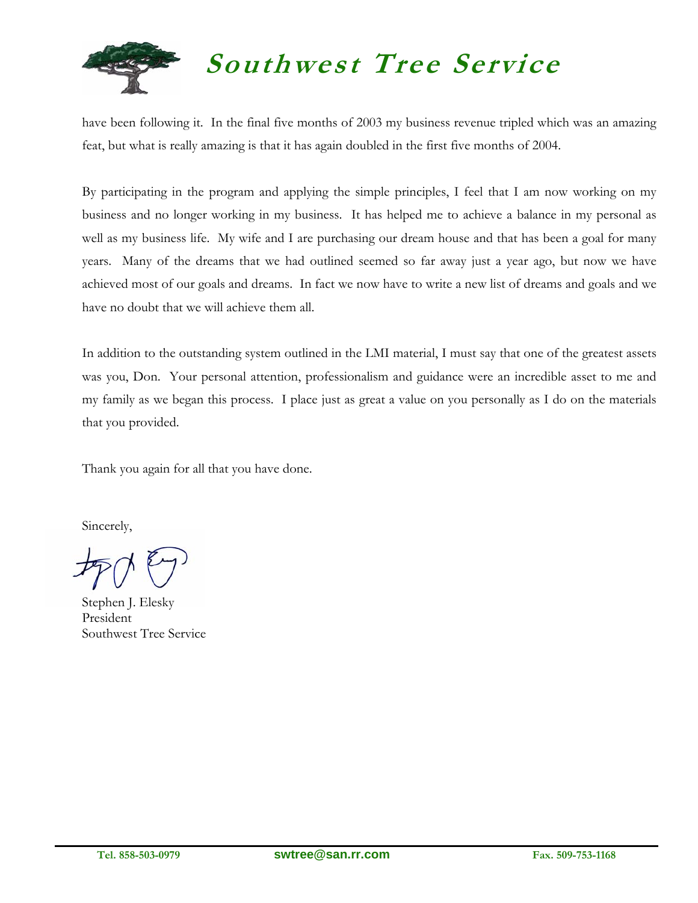# Southwest Tree Service

have been following it. In the final five months of 2003 my business revenue tripled which was an amazing feat, but what is really amazing is that it has again doubled in the first five months of 2004.

By participating in the program and applying the simple principles, I feel that I am now working on my business and no longer working in my business. It has helped me to achieve a balance in my personal as well as my business life. My wife and I are purchasing our dream house and that has been a goal for many years. Many of the dreams that we had outlined seemed so far away just a year ago, but now we have achieved most of our goals and dreams. In fact we now have to write a new list of dreams and goals and we have no doubt that we will achieve them all.

In addition to the outstanding system outlined in the LMI material, I must say that one of the greatest assets was you, Don. Your personal attention, professionalism and guidance were an incredible asset to me and my family as we began this process. I place just as great a value on you personally as I do on the materials that you provided.

Thank you again for all that you have done.

Sincerely,

Stephen J. Elesky
President
Southwest Tree Service

**Tel. 858-503-0979** **swtree@san.rr.com** **Fax. 509-753-1168**